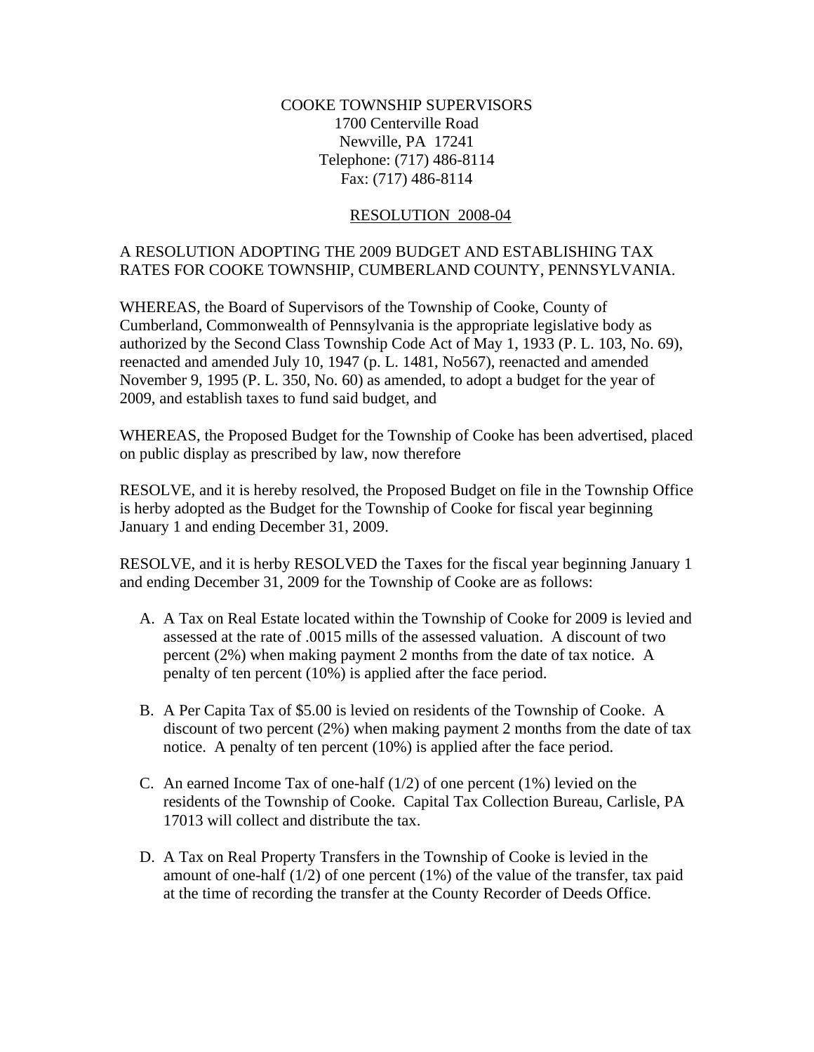COOKE TOWNSHIP SUPERVISORS
1700 Centerville Road
Newville, PA 17241
Telephone: (717) 486-8114
Fax: (717) 486-8114

# RESOLUTION 2008-04

A RESOLUTION ADOPTING THE 2009 BUDGET AND ESTABLISHING TAX RATES FOR COOKE TOWNSHIP, CUMBERLAND COUNTY, PENNSYLVANIA.

WHEREAS, the Board of Supervisors of the Township of Cooke, County of Cumberland, Commonwealth of Pennsylvania is the appropriate legislative body as authorized by the Second Class Township Code Act of May 1, 1933 (P. L. 103, No. 69), reenacted and amended July 10, 1947 (p. L. 1481, No567), reenacted and amended November 9, 1995 (P. L. 350, No. 60) as amended, to adopt a budget for the year of 2009, and establish taxes to fund said budget, and

WHEREAS, the Proposed Budget for the Township of Cooke has been advertised, placed on public display as prescribed by law, now therefore

RESOLVE, and it is hereby resolved, the Proposed Budget on file in the Township Office is herby adopted as the Budget for the Township of Cooke for fiscal year beginning January 1 and ending December 31, 2009.

RESOLVE, and it is herby RESOLVED the Taxes for the fiscal year beginning January 1 and ending December 31, 2009 for the Township of Cooke are as follows:

A. A Tax on Real Estate located within the Township of Cooke for 2009 is levied and assessed at the rate of .0015 mills of the assessed valuation. A discount of two percent (2%) when making payment 2 months from the date of tax notice. A penalty of ten percent (10%) is applied after the face period.

B. A Per Capita Tax of $5.00 is levied on residents of the Township of Cooke. A discount of two percent (2%) when making payment 2 months from the date of tax notice. A penalty of ten percent (10%) is applied after the face period.

C. An earned Income Tax of one-half (1/2) of one percent (1%) levied on the residents of the Township of Cooke. Capital Tax Collection Bureau, Carlisle, PA 17013 will collect and distribute the tax.

D. A Tax on Real Property Transfers in the Township of Cooke is levied in the amount of one-half (1/2) of one percent (1%) of the value of the transfer, tax paid at the time of recording the transfer at the County Recorder of Deeds Office.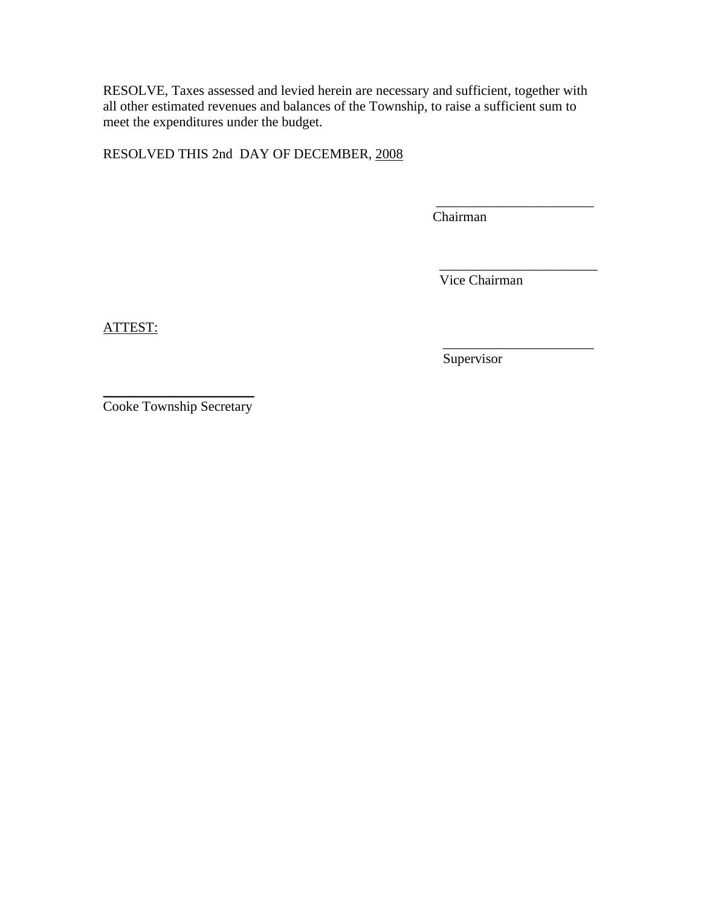RESOLVE, Taxes assessed and levied herein are necessary and sufficient, together with all other estimated revenues and balances of the Township, to raise a sufficient sum to meet the expenditures under the budget.

RESOLVED THIS 2nd DAY OF DECEMBER, <u>2008</u>

_______________________
Chairman

_______________________
Vice Chairman

<u>ATTEST:</u>

_______________________
Supervisor

_______________________
Cooke Township Secretary